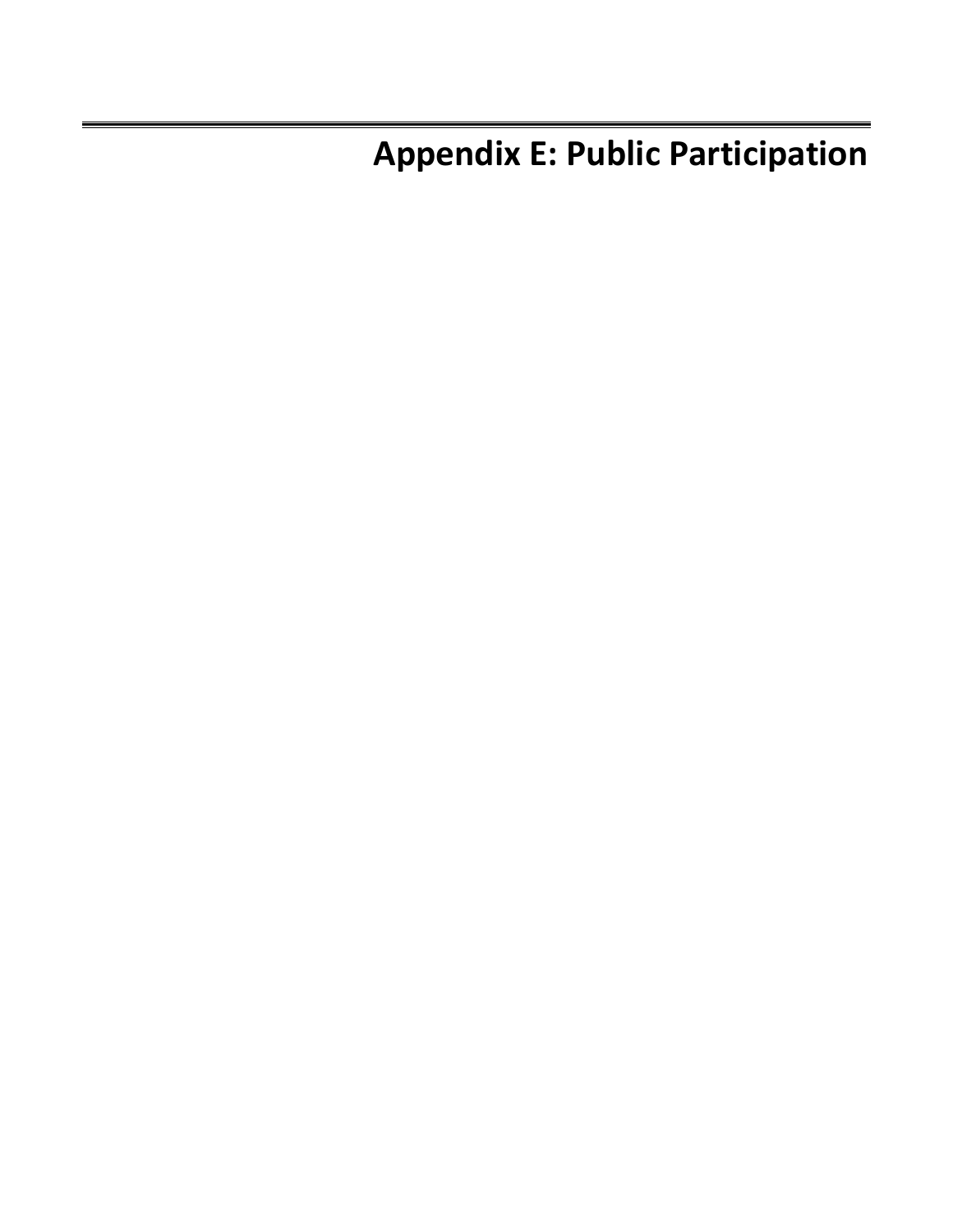# Appendix E: Public Participation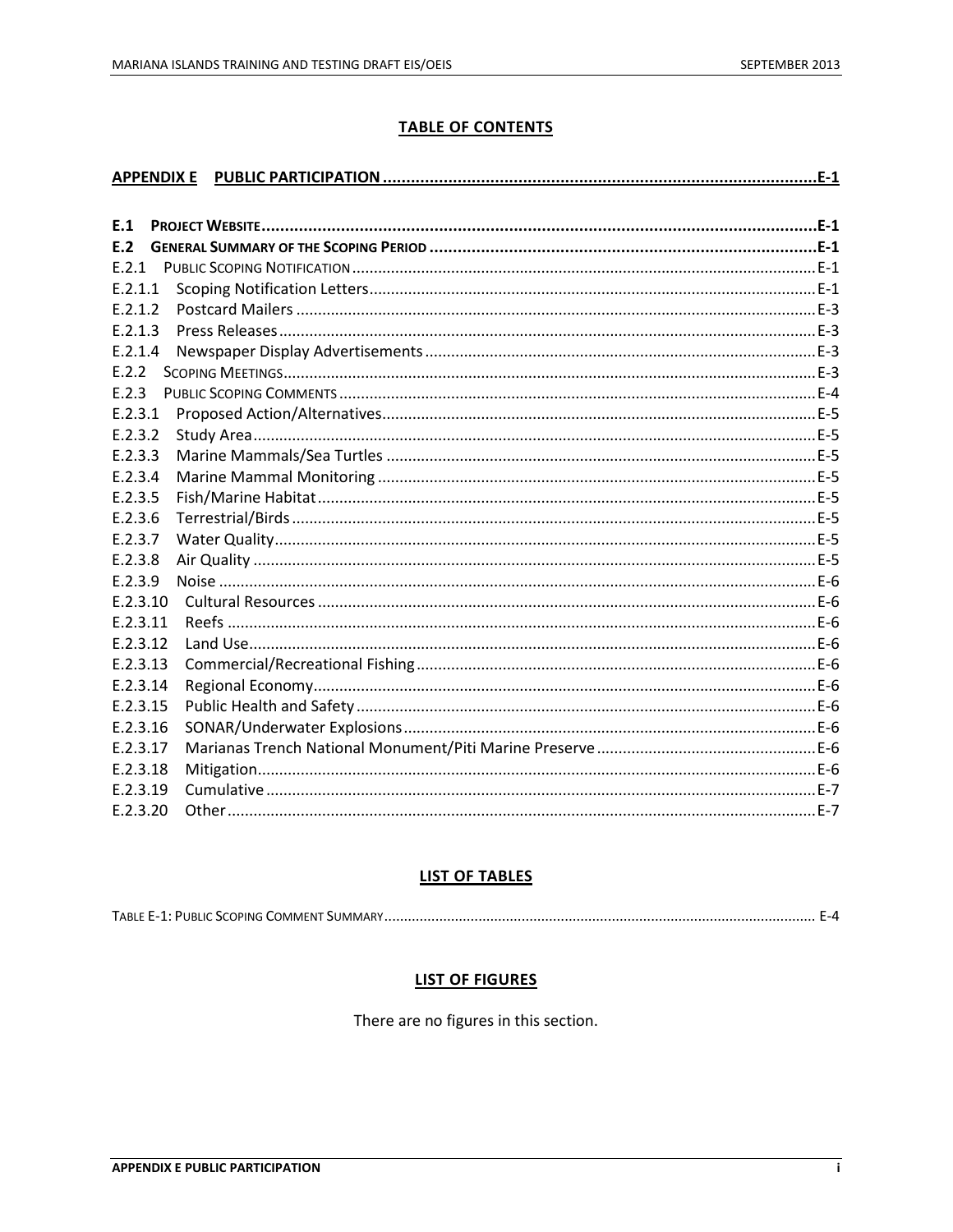## TABLE OF CONTENTS

**APPENDIX E PUBLIC PARTICIPATION ................................................................................................E-1**

**E.1 PROJECT WEBSITE .........................................................................................................................E-1**
**E.2 GENERAL SUMMARY OF THE SCOPING PERIOD ...................................................................................E-1**
E.2.1 PUBLIC SCOPING NOTIFICATION ............................................................................................................E-1
E.2.1.1 Scoping Notification Letters.......................................................................................................E-1
E.2.1.2 Postcard Mailers ........................................................................................................................E-3
E.2.1.3 Press Releases............................................................................................................................E-3
E.2.1.4 Newspaper Display Advertisements...........................................................................................E-3
E.2.2 SCOPING MEETINGS............................................................................................................................E-3
E.2.3 PUBLIC SCOPING COMMENTS ...............................................................................................................E-4
E.2.3.1 Proposed Action/Alternatives....................................................................................................E-5
E.2.3.2 Study Area..................................................................................................................................E-5
E.2.3.3 Marine Mammals/Sea Turtles ....................................................................................................E-5
E.2.3.4 Marine Mammal Monitoring ......................................................................................................E-5
E.2.3.5 Fish/Marine Habitat ...................................................................................................................E-5
E.2.3.6 Terrestrial/Birds .........................................................................................................................E-5
E.2.3.7 Water Quality.............................................................................................................................E-5
E.2.3.8 Air Quality ..................................................................................................................................E-5
E.2.3.9 Noise ..........................................................................................................................................E-6
E.2.3.10 Cultural Resources ...................................................................................................................E-6
E.2.3.11 Reefs ........................................................................................................................................E-6
E.2.3.12 Land Use...................................................................................................................................E-6
E.2.3.13 Commercial/Recreational Fishing.............................................................................................E-6
E.2.3.14 Regional Economy.....................................................................................................................E-6
E.2.3.15 Public Health and Safety ...........................................................................................................E-6
E.2.3.16 SONAR/Underwater Explosions................................................................................................E-6
E.2.3.17 Marianas Trench National Monument/Piti Marine Preserve ...................................................E-6
E.2.3.18 Mitigation.................................................................................................................................E-6
E.2.3.19 Cumulative ...............................................................................................................................E-7
E.2.3.20 Other.........................................................................................................................................E-7

## LIST OF TABLES

TABLE E-1: PUBLIC SCOPING COMMENT SUMMARY.......................................................................................................... E-4

## LIST OF FIGURES

There are no figures in this section.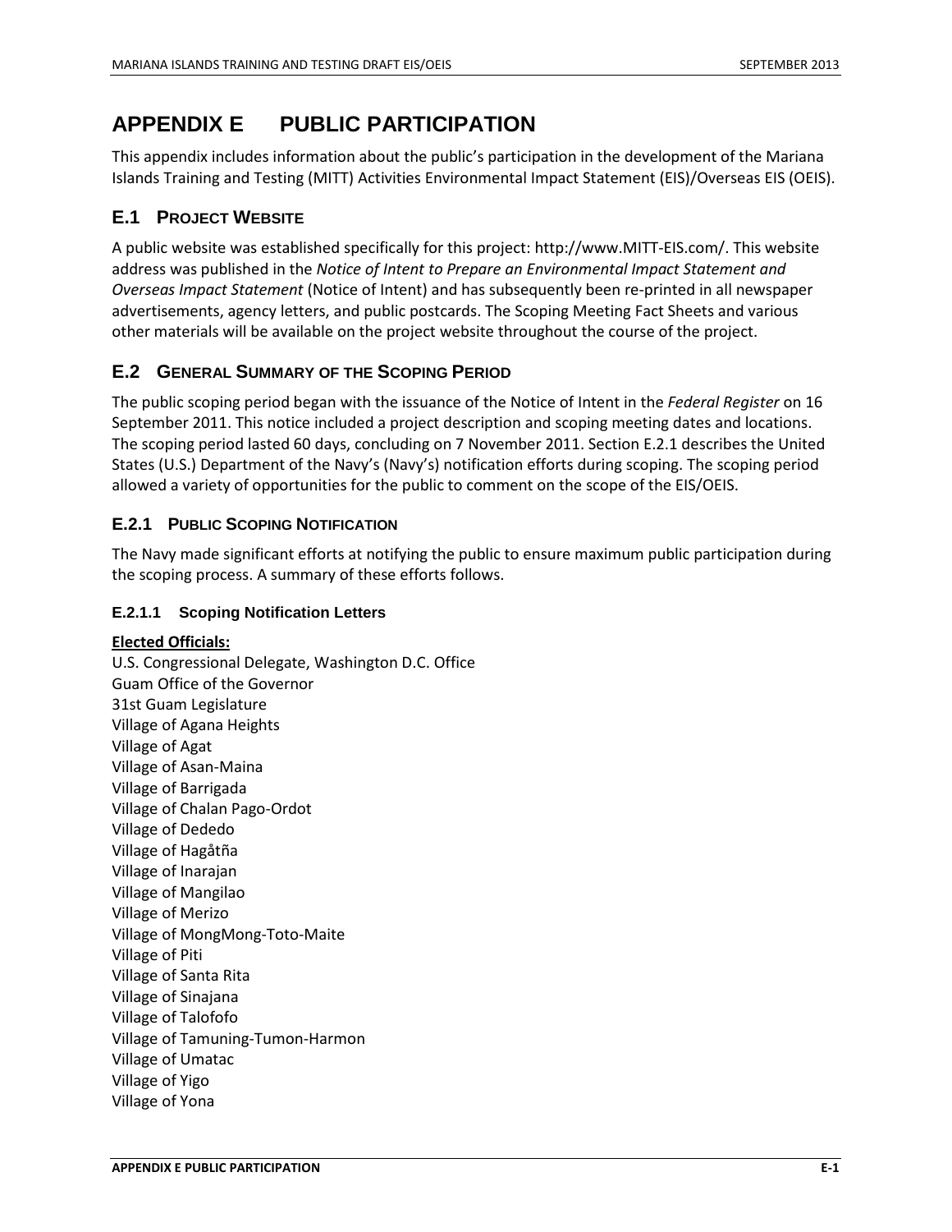# APPENDIX E PUBLIC PARTICIPATION

This appendix includes information about the public's participation in the development of the Mariana Islands Training and Testing (MITT) Activities Environmental Impact Statement (EIS)/Overseas EIS (OEIS).

## E.1 PROJECT WEBSITE

A public website was established specifically for this project: http://www.MITT-EIS.com/. This website address was published in the *Notice of Intent to Prepare an Environmental Impact Statement and Overseas Impact Statement* (Notice of Intent) and has subsequently been re-printed in all newspaper advertisements, agency letters, and public postcards. The Scoping Meeting Fact Sheets and various other materials will be available on the project website throughout the course of the project.

## E.2 GENERAL SUMMARY OF THE SCOPING PERIOD

The public scoping period began with the issuance of the Notice of Intent in the *Federal Register* on 16 September 2011. This notice included a project description and scoping meeting dates and locations. The scoping period lasted 60 days, concluding on 7 November 2011. Section E.2.1 describes the United States (U.S.) Department of the Navy's (Navy's) notification efforts during scoping. The scoping period allowed a variety of opportunities for the public to comment on the scope of the EIS/OEIS.

### E.2.1 PUBLIC SCOPING NOTIFICATION

The Navy made significant efforts at notifying the public to ensure maximum public participation during the scoping process. A summary of these efforts follows.

#### E.2.1.1 Scoping Notification Letters

**Elected Officials:**

U.S. Congressional Delegate, Washington D.C. Office
Guam Office of the Governor
31st Guam Legislature
Village of Agana Heights
Village of Agat
Village of Asan-Maina
Village of Barrigada
Village of Chalan Pago-Ordot
Village of Dededo
Village of Hagåtña
Village of Inarajan
Village of Mangilao
Village of Merizo
Village of MongMong-Toto-Maite
Village of Piti
Village of Santa Rita
Village of Sinajana
Village of Talofofo
Village of Tamuning-Tumon-Harmon
Village of Umatac
Village of Yigo
Village of Yona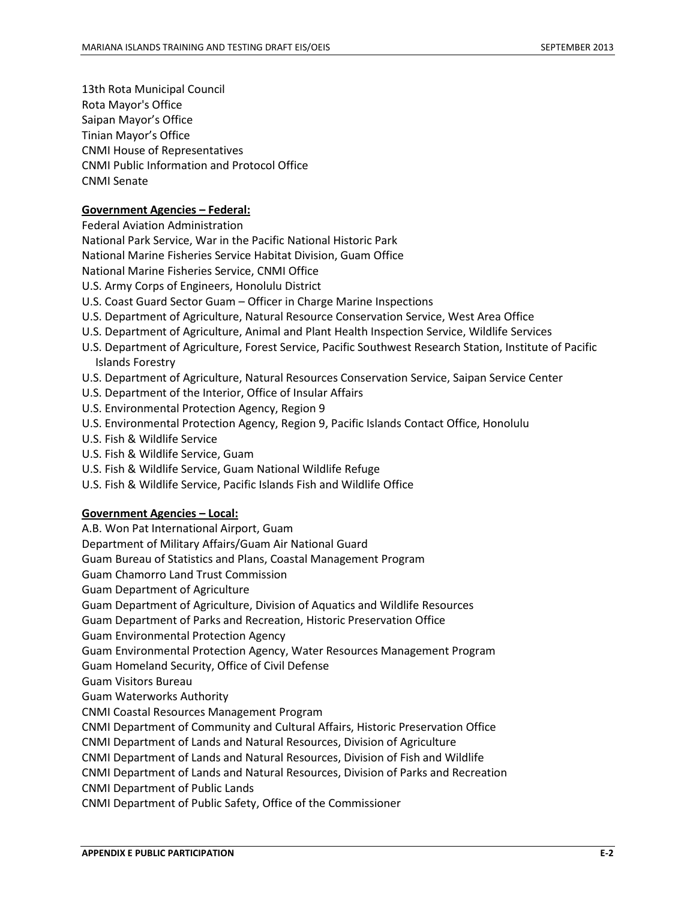13th Rota Municipal Council
Rota Mayor's Office
Saipan Mayor's Office
Tinian Mayor's Office
CNMI House of Representatives
CNMI Public Information and Protocol Office
CNMI Senate

**Government Agencies – Federal:**

Federal Aviation Administration
National Park Service, War in the Pacific National Historic Park
National Marine Fisheries Service Habitat Division, Guam Office
National Marine Fisheries Service, CNMI Office
U.S. Army Corps of Engineers, Honolulu District
U.S. Coast Guard Sector Guam – Officer in Charge Marine Inspections
U.S. Department of Agriculture, Natural Resource Conservation Service, West Area Office
U.S. Department of Agriculture, Animal and Plant Health Inspection Service, Wildlife Services
U.S. Department of Agriculture, Forest Service, Pacific Southwest Research Station, Institute of Pacific Islands Forestry
U.S. Department of Agriculture, Natural Resources Conservation Service, Saipan Service Center
U.S. Department of the Interior, Office of Insular Affairs
U.S. Environmental Protection Agency, Region 9
U.S. Environmental Protection Agency, Region 9, Pacific Islands Contact Office, Honolulu
U.S. Fish & Wildlife Service
U.S. Fish & Wildlife Service, Guam
U.S. Fish & Wildlife Service, Guam National Wildlife Refuge
U.S. Fish & Wildlife Service, Pacific Islands Fish and Wildlife Office

**Government Agencies – Local:**

A.B. Won Pat International Airport, Guam
Department of Military Affairs/Guam Air National Guard
Guam Bureau of Statistics and Plans, Coastal Management Program
Guam Chamorro Land Trust Commission
Guam Department of Agriculture
Guam Department of Agriculture, Division of Aquatics and Wildlife Resources
Guam Department of Parks and Recreation, Historic Preservation Office
Guam Environmental Protection Agency
Guam Environmental Protection Agency, Water Resources Management Program
Guam Homeland Security, Office of Civil Defense
Guam Visitors Bureau
Guam Waterworks Authority
CNMI Coastal Resources Management Program
CNMI Department of Community and Cultural Affairs, Historic Preservation Office
CNMI Department of Lands and Natural Resources, Division of Agriculture
CNMI Department of Lands and Natural Resources, Division of Fish and Wildlife
CNMI Department of Lands and Natural Resources, Division of Parks and Recreation
CNMI Department of Public Lands
CNMI Department of Public Safety, Office of the Commissioner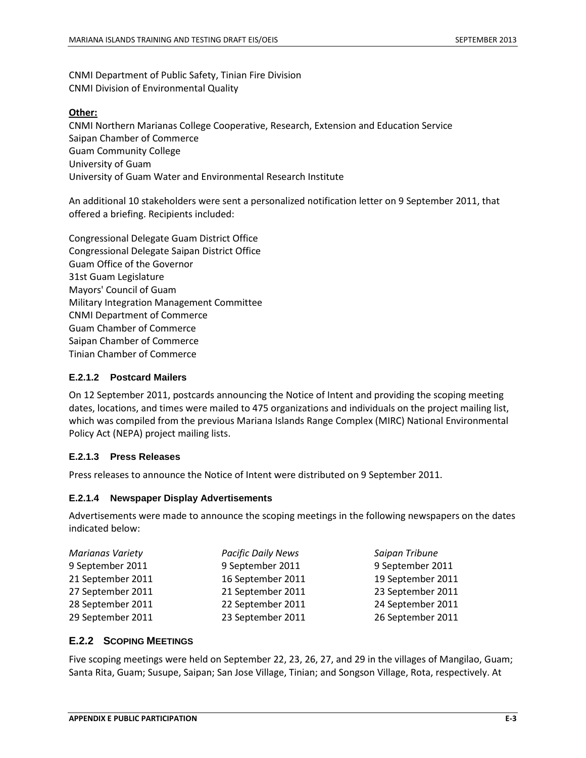CNMI Department of Public Safety, Tinian Fire Division
CNMI Division of Environmental Quality

**Other:**

CNMI Northern Marianas College Cooperative, Research, Extension and Education Service
Saipan Chamber of Commerce
Guam Community College
University of Guam
University of Guam Water and Environmental Research Institute

An additional 10 stakeholders were sent a personalized notification letter on 9 September 2011, that offered a briefing. Recipients included:

Congressional Delegate Guam District Office
Congressional Delegate Saipan District Office
Guam Office of the Governor
31st Guam Legislature
Mayors' Council of Guam
Military Integration Management Committee
CNMI Department of Commerce
Guam Chamber of Commerce
Saipan Chamber of Commerce
Tinian Chamber of Commerce

### E.2.1.2 Postcard Mailers

On 12 September 2011, postcards announcing the Notice of Intent and providing the scoping meeting dates, locations, and times were mailed to 475 organizations and individuals on the project mailing list, which was compiled from the previous Mariana Islands Range Complex (MIRC) National Environmental Policy Act (NEPA) project mailing lists.

### E.2.1.3 Press Releases

Press releases to announce the Notice of Intent were distributed on 9 September 2011.

### E.2.1.4 Newspaper Display Advertisements

Advertisements were made to announce the scoping meetings in the following newspapers on the dates indicated below:

| *Marianas Variety* | *Pacific Daily News* | *Saipan Tribune* |
|---|---|---|
| 9 September 2011 | 9 September 2011 | 9 September 2011 |
| 21 September 2011 | 16 September 2011 | 19 September 2011 |
| 27 September 2011 | 21 September 2011 | 23 September 2011 |
| 28 September 2011 | 22 September 2011 | 24 September 2011 |
| 29 September 2011 | 23 September 2011 | 26 September 2011 |

## E.2.2 Scoping Meetings

Five scoping meetings were held on September 22, 23, 26, 27, and 29 in the villages of Mangilao, Guam; Santa Rita, Guam; Susupe, Saipan; San Jose Village, Tinian; and Songson Village, Rota, respectively. At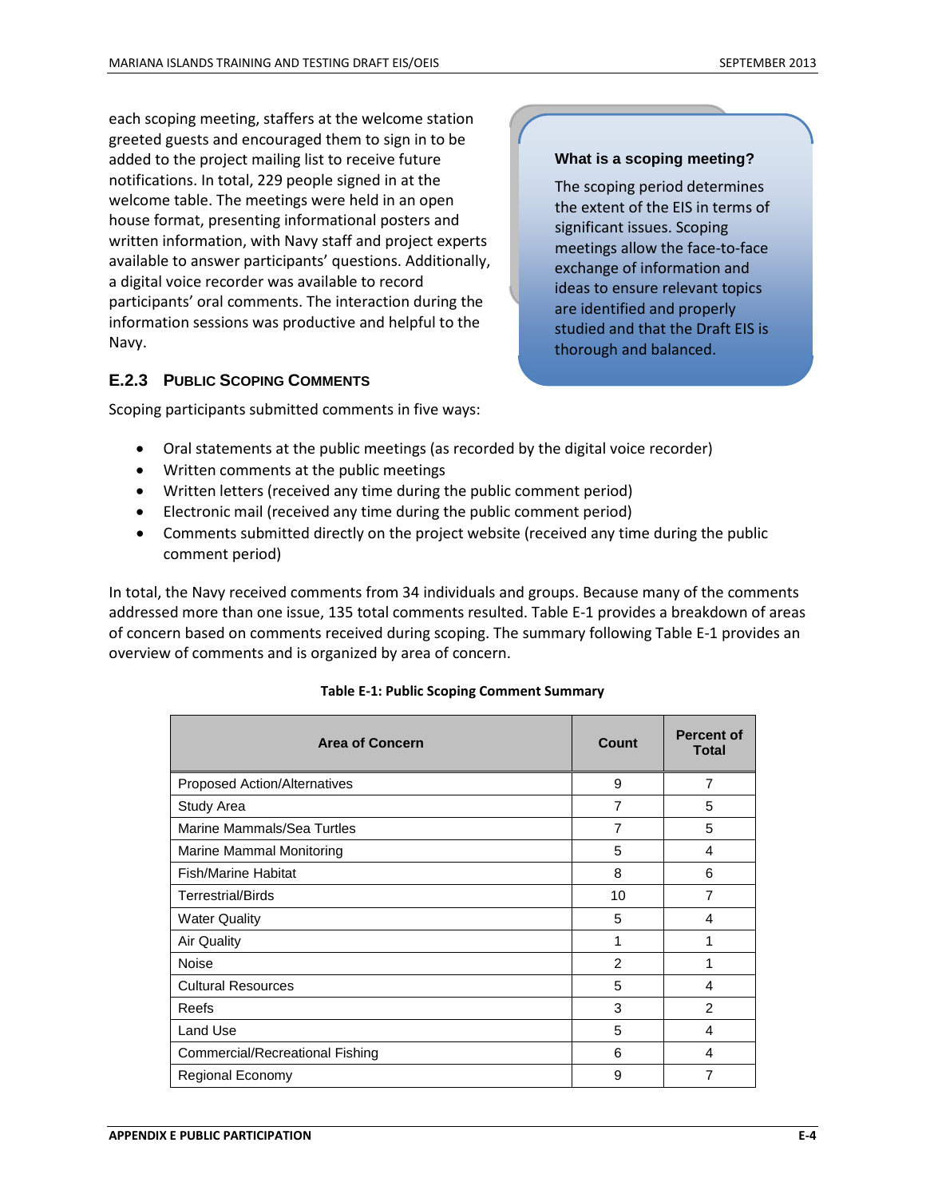each scoping meeting, staffers at the welcome station greeted guests and encouraged them to sign in to be added to the project mailing list to receive future notifications. In total, 229 people signed in at the welcome table. The meetings were held in an open house format, presenting informational posters and written information, with Navy staff and project experts available to answer participants' questions. Additionally, a digital voice recorder was available to record participants' oral comments. The interaction during the information sessions was productive and helpful to the Navy.

**What is a scoping meeting?**

The scoping period determines the extent of the EIS in terms of significant issues. Scoping meetings allow the face-to-face exchange of information and ideas to ensure relevant topics are identified and properly studied and that the Draft EIS is thorough and balanced.

### E.2.3 Public Scoping Comments

Scoping participants submitted comments in five ways:

- Oral statements at the public meetings (as recorded by the digital voice recorder)
- Written comments at the public meetings
- Written letters (received any time during the public comment period)
- Electronic mail (received any time during the public comment period)
- Comments submitted directly on the project website (received any time during the public comment period)

In total, the Navy received comments from 34 individuals and groups. Because many of the comments addressed more than one issue, 135 total comments resulted. Table E-1 provides a breakdown of areas of concern based on comments received during scoping. The summary following Table E-1 provides an overview of comments and is organized by area of concern.

**Table E-1: Public Scoping Comment Summary**

| Area of Concern | Count | Percent of Total |
|---|---|---|
| Proposed Action/Alternatives | 9 | 7 |
| Study Area | 7 | 5 |
| Marine Mammals/Sea Turtles | 7 | 5 |
| Marine Mammal Monitoring | 5 | 4 |
| Fish/Marine Habitat | 8 | 6 |
| Terrestrial/Birds | 10 | 7 |
| Water Quality | 5 | 4 |
| Air Quality | 1 | 1 |
| Noise | 2 | 1 |
| Cultural Resources | 5 | 4 |
| Reefs | 3 | 2 |
| Land Use | 5 | 4 |
| Commercial/Recreational Fishing | 6 | 4 |
| Regional Economy | 9 | 7 |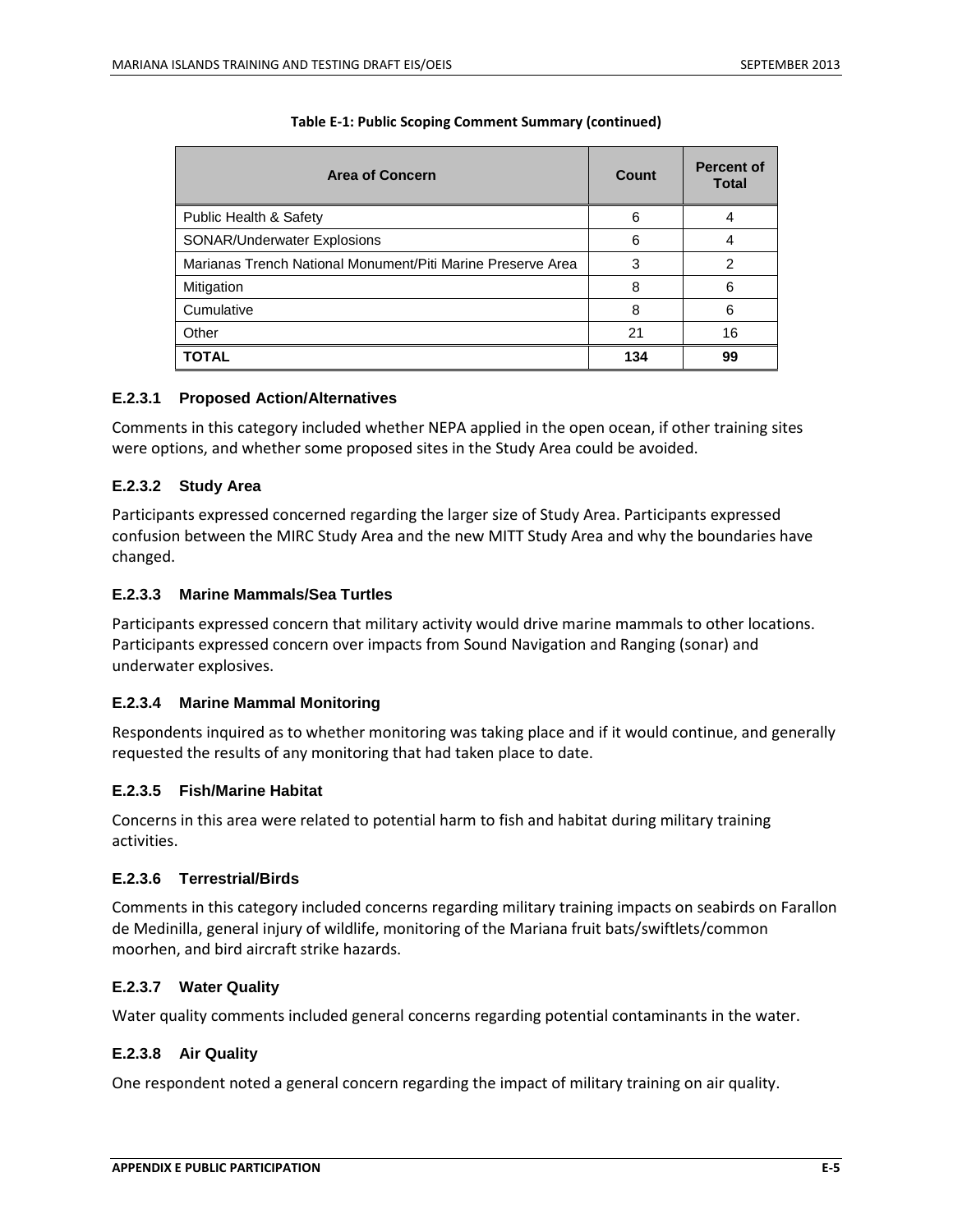**Table E-1: Public Scoping Comment Summary (continued)**

| Area of Concern | Count | Percent of Total |
|---|---|---|
| Public Health & Safety | 6 | 4 |
| SONAR/Underwater Explosions | 6 | 4 |
| Marianas Trench National Monument/Piti Marine Preserve Area | 3 | 2 |
| Mitigation | 8 | 6 |
| Cumulative | 8 | 6 |
| Other | 21 | 16 |
| **TOTAL** | **134** | **99** |

#### E.2.3.1 Proposed Action/Alternatives

Comments in this category included whether NEPA applied in the open ocean, if other training sites were options, and whether some proposed sites in the Study Area could be avoided.

#### E.2.3.2 Study Area

Participants expressed concerned regarding the larger size of Study Area. Participants expressed confusion between the MIRC Study Area and the new MITT Study Area and why the boundaries have changed.

#### E.2.3.3 Marine Mammals/Sea Turtles

Participants expressed concern that military activity would drive marine mammals to other locations. Participants expressed concern over impacts from Sound Navigation and Ranging (sonar) and underwater explosives.

#### E.2.3.4 Marine Mammal Monitoring

Respondents inquired as to whether monitoring was taking place and if it would continue, and generally requested the results of any monitoring that had taken place to date.

#### E.2.3.5 Fish/Marine Habitat

Concerns in this area were related to potential harm to fish and habitat during military training activities.

#### E.2.3.6 Terrestrial/Birds

Comments in this category included concerns regarding military training impacts on seabirds on Farallon de Medinilla, general injury of wildlife, monitoring of the Mariana fruit bats/swiftlets/common moorhen, and bird aircraft strike hazards.

#### E.2.3.7 Water Quality

Water quality comments included general concerns regarding potential contaminants in the water.

#### E.2.3.8 Air Quality

One respondent noted a general concern regarding the impact of military training on air quality.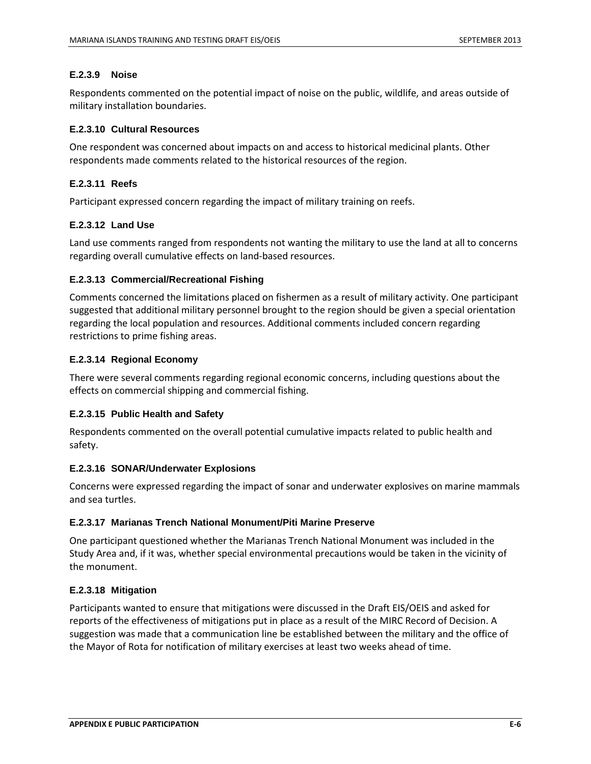#### E.2.3.9 Noise

Respondents commented on the potential impact of noise on the public, wildlife, and areas outside of military installation boundaries.

#### E.2.3.10 Cultural Resources

One respondent was concerned about impacts on and access to historical medicinal plants. Other respondents made comments related to the historical resources of the region.

#### E.2.3.11 Reefs

Participant expressed concern regarding the impact of military training on reefs.

#### E.2.3.12 Land Use

Land use comments ranged from respondents not wanting the military to use the land at all to concerns regarding overall cumulative effects on land-based resources.

#### E.2.3.13 Commercial/Recreational Fishing

Comments concerned the limitations placed on fishermen as a result of military activity. One participant suggested that additional military personnel brought to the region should be given a special orientation regarding the local population and resources. Additional comments included concern regarding restrictions to prime fishing areas.

#### E.2.3.14 Regional Economy

There were several comments regarding regional economic concerns, including questions about the effects on commercial shipping and commercial fishing.

#### E.2.3.15 Public Health and Safety

Respondents commented on the overall potential cumulative impacts related to public health and safety.

#### E.2.3.16 SONAR/Underwater Explosions

Concerns were expressed regarding the impact of sonar and underwater explosives on marine mammals and sea turtles.

#### E.2.3.17 Marianas Trench National Monument/Piti Marine Preserve

One participant questioned whether the Marianas Trench National Monument was included in the Study Area and, if it was, whether special environmental precautions would be taken in the vicinity of the monument.

#### E.2.3.18 Mitigation

Participants wanted to ensure that mitigations were discussed in the Draft EIS/OEIS and asked for reports of the effectiveness of mitigations put in place as a result of the MIRC Record of Decision. A suggestion was made that a communication line be established between the military and the office of the Mayor of Rota for notification of military exercises at least two weeks ahead of time.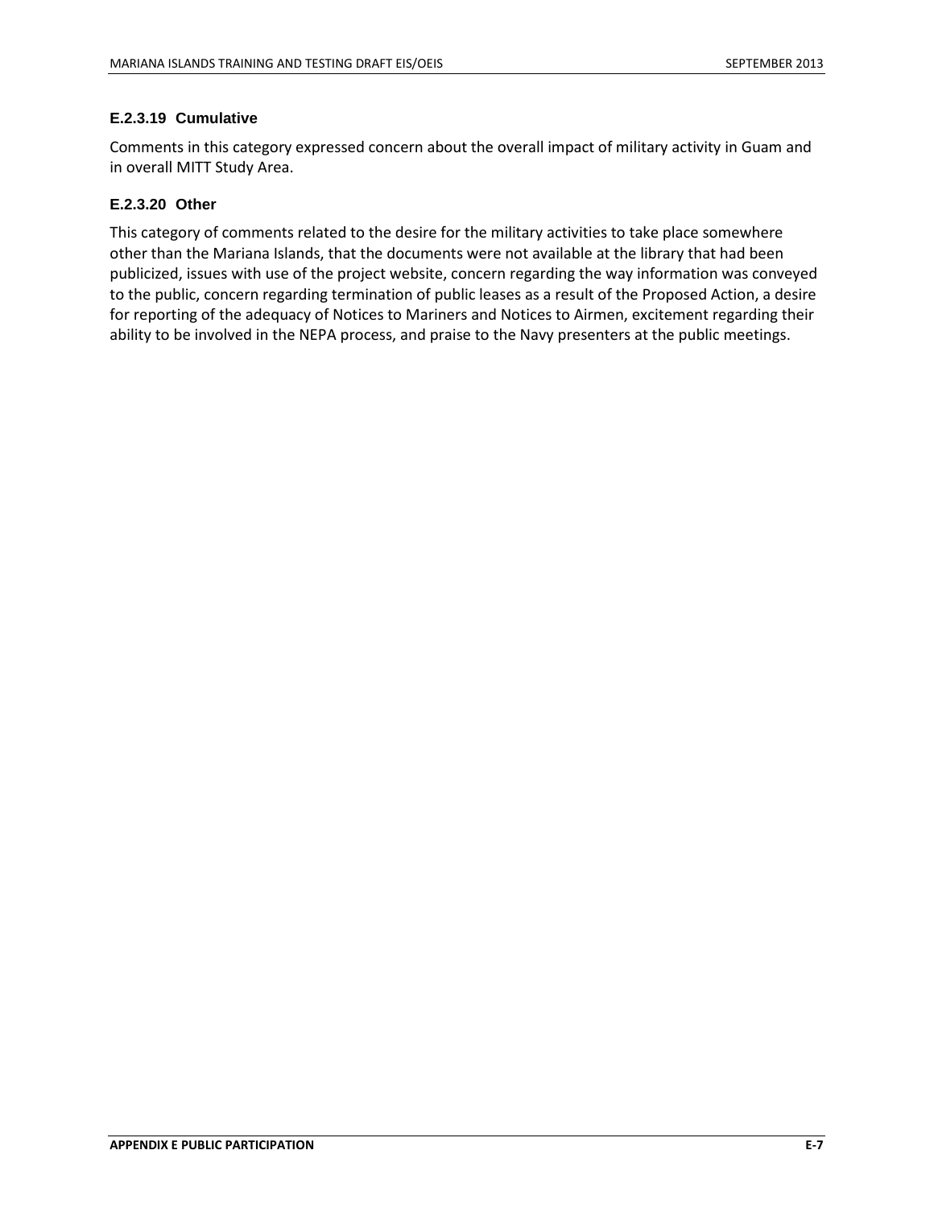#### E.2.3.19 Cumulative

Comments in this category expressed concern about the overall impact of military activity in Guam and in overall MITT Study Area.

#### E.2.3.20 Other

This category of comments related to the desire for the military activities to take place somewhere other than the Mariana Islands, that the documents were not available at the library that had been publicized, issues with use of the project website, concern regarding the way information was conveyed to the public, concern regarding termination of public leases as a result of the Proposed Action, a desire for reporting of the adequacy of Notices to Mariners and Notices to Airmen, excitement regarding their ability to be involved in the NEPA process, and praise to the Navy presenters at the public meetings.